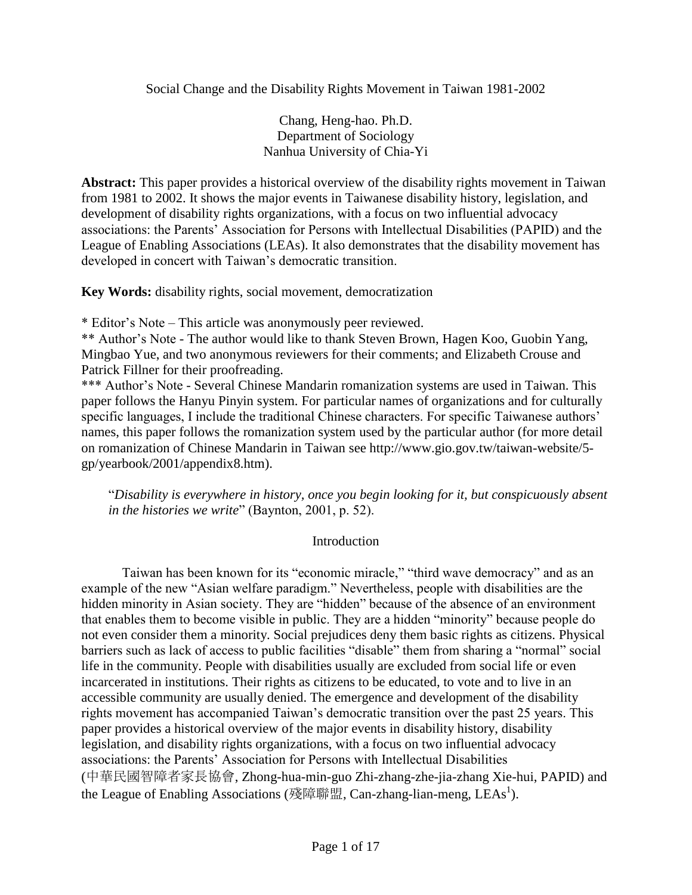# Social Change and the Disability Rights Movement in Taiwan 1981-2002

Chang, Heng-hao. Ph.D.
Department of Sociology
Nanhua University of Chia-Yi

**Abstract:** This paper provides a historical overview of the disability rights movement in Taiwan from 1981 to 2002. It shows the major events in Taiwanese disability history, legislation, and development of disability rights organizations, with a focus on two influential advocacy associations: the Parents' Association for Persons with Intellectual Disabilities (PAPID) and the League of Enabling Associations (LEAs). It also demonstrates that the disability movement has developed in concert with Taiwan's democratic transition.

**Key Words:** disability rights, social movement, democratization

* Editor's Note – This article was anonymously peer reviewed.

** Author's Note - The author would like to thank Steven Brown, Hagen Koo, Guobin Yang, Mingbao Yue, and two anonymous reviewers for their comments; and Elizabeth Crouse and Patrick Fillner for their proofreading.

*** Author's Note - Several Chinese Mandarin romanization systems are used in Taiwan. This paper follows the Hanyu Pinyin system. For particular names of organizations and for culturally specific languages, I include the traditional Chinese characters. For specific Taiwanese authors' names, this paper follows the romanization system used by the particular author (for more detail on romanization of Chinese Mandarin in Taiwan see http://www.gio.gov.tw/taiwan-website/5-gp/yearbook/2001/appendix8.htm).

> "*Disability is everywhere in history, once you begin looking for it, but conspicuously absent in the histories we write*" (Baynton, 2001, p. 52).

## Introduction

Taiwan has been known for its "economic miracle," "third wave democracy" and as an example of the new "Asian welfare paradigm." Nevertheless, people with disabilities are the hidden minority in Asian society. They are "hidden" because of the absence of an environment that enables them to become visible in public. They are a hidden "minority" because people do not even consider them a minority. Social prejudices deny them basic rights as citizens. Physical barriers such as lack of access to public facilities "disable" them from sharing a "normal" social life in the community. People with disabilities usually are excluded from social life or even incarcerated in institutions. Their rights as citizens to be educated, to vote and to live in an accessible community are usually denied. The emergence and development of the disability rights movement has accompanied Taiwan's democratic transition over the past 25 years. This paper provides a historical overview of the major events in disability history, disability legislation, and disability rights organizations, with a focus on two influential advocacy associations: the Parents' Association for Persons with Intellectual Disabilities (中華民國智障者家長協會, Zhong-hua-min-guo Zhi-zhang-zhe-jia-zhang Xie-hui, PAPID) and the League of Enabling Associations (殘障聯盟, Can-zhang-lian-meng, LEAs[1]).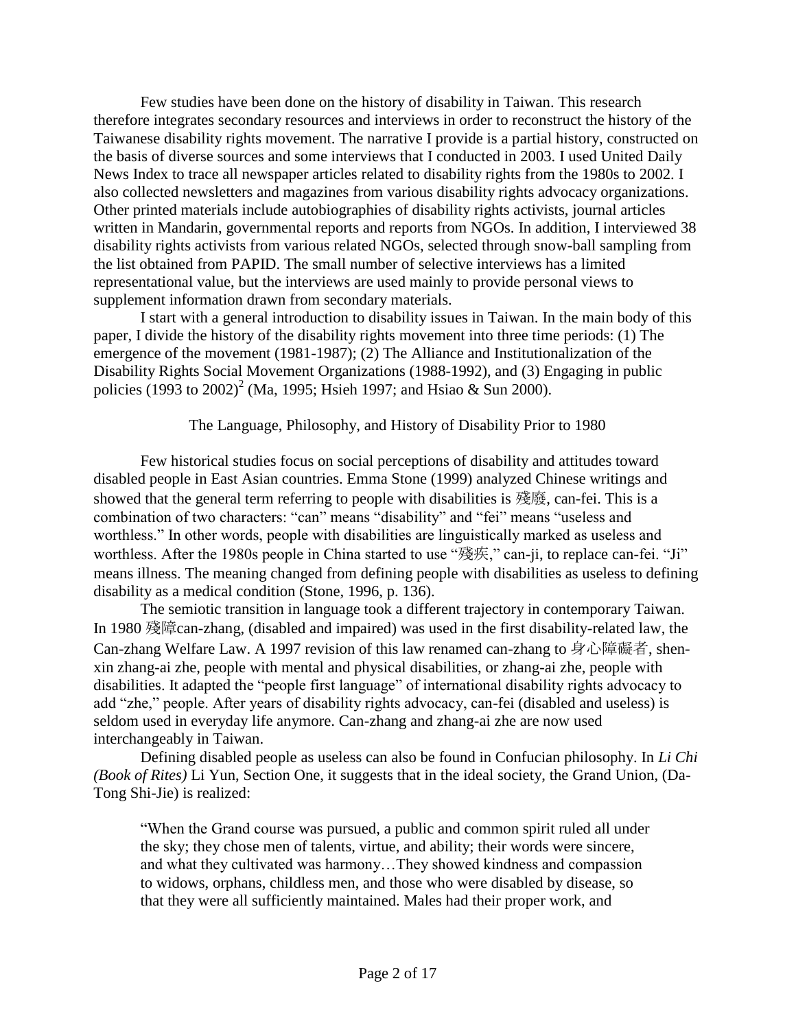Few studies have been done on the history of disability in Taiwan. This research therefore integrates secondary resources and interviews in order to reconstruct the history of the Taiwanese disability rights movement. The narrative I provide is a partial history, constructed on the basis of diverse sources and some interviews that I conducted in 2003. I used United Daily News Index to trace all newspaper articles related to disability rights from the 1980s to 2002. I also collected newsletters and magazines from various disability rights advocacy organizations. Other printed materials include autobiographies of disability rights activists, journal articles written in Mandarin, governmental reports and reports from NGOs. In addition, I interviewed 38 disability rights activists from various related NGOs, selected through snow-ball sampling from the list obtained from PAPID. The small number of selective interviews has a limited representational value, but the interviews are used mainly to provide personal views to supplement information drawn from secondary materials.

I start with a general introduction to disability issues in Taiwan. In the main body of this paper, I divide the history of the disability rights movement into three time periods: (1) The emergence of the movement (1981-1987); (2) The Alliance and Institutionalization of the Disability Rights Social Movement Organizations (1988-1992), and (3) Engaging in public policies (1993 to 2002)[2] (Ma, 1995; Hsieh 1997; and Hsiao & Sun 2000).

## The Language, Philosophy, and History of Disability Prior to 1980

Few historical studies focus on social perceptions of disability and attitudes toward disabled people in East Asian countries. Emma Stone (1999) analyzed Chinese writings and showed that the general term referring to people with disabilities is 殘廢, can-fei. This is a combination of two characters: "can" means "disability" and "fei" means "useless and worthless." In other words, people with disabilities are linguistically marked as useless and worthless. After the 1980s people in China started to use "殘疾," can-ji, to replace can-fei. "Ji" means illness. The meaning changed from defining people with disabilities as useless to defining disability as a medical condition (Stone, 1996, p. 136).

The semiotic transition in language took a different trajectory in contemporary Taiwan. In 1980 殘障can-zhang, (disabled and impaired) was used in the first disability-related law, the Can-zhang Welfare Law. A 1997 revision of this law renamed can-zhang to 身心障礙者, shen-xin zhang-ai zhe, people with mental and physical disabilities, or zhang-ai zhe, people with disabilities. It adapted the "people first language" of international disability rights advocacy to add "zhe," people. After years of disability rights advocacy, can-fei (disabled and useless) is seldom used in everyday life anymore. Can-zhang and zhang-ai zhe are now used interchangeably in Taiwan.

Defining disabled people as useless can also be found in Confucian philosophy. In *Li Chi (Book of Rites)* Li Yun, Section One, it suggests that in the ideal society, the Grand Union, (Da-Tong Shi-Jie) is realized:

> "When the Grand course was pursued, a public and common spirit ruled all under the sky; they chose men of talents, virtue, and ability; their words were sincere, and what they cultivated was harmony…They showed kindness and compassion to widows, orphans, childless men, and those who were disabled by disease, so that they were all sufficiently maintained. Males had their proper work, and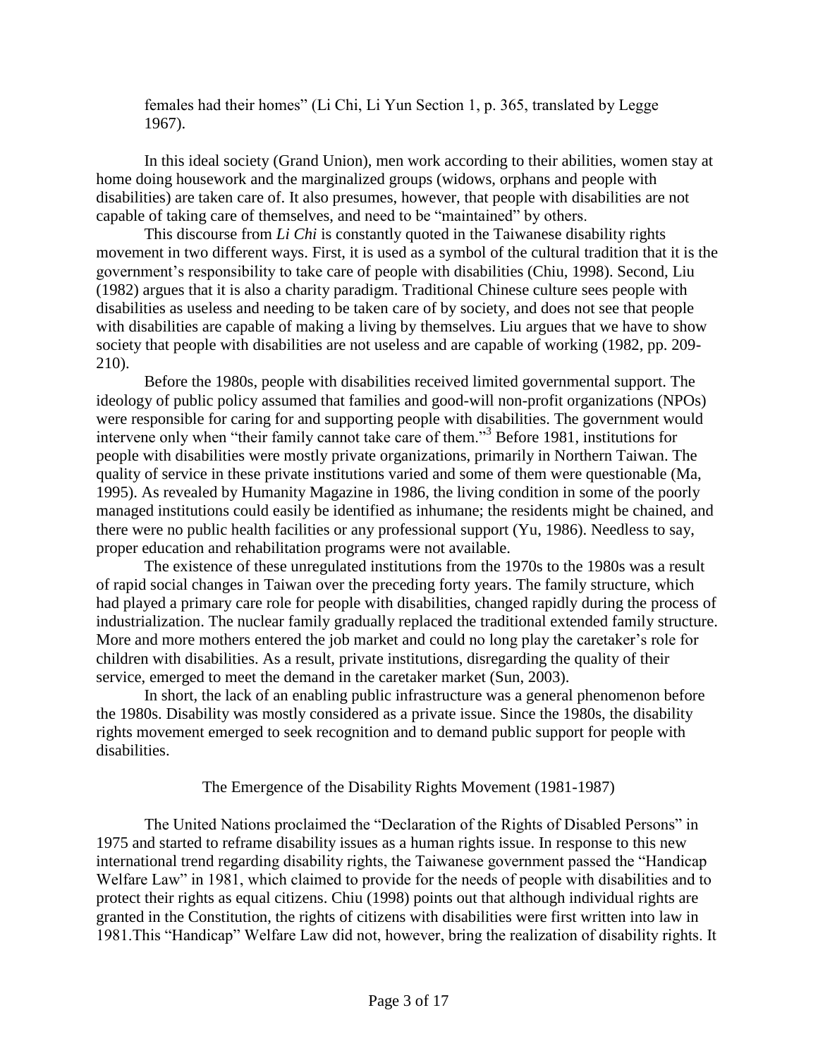females had their homes" (Li Chi, Li Yun Section 1, p. 365, translated by Legge 1967).

In this ideal society (Grand Union), men work according to their abilities, women stay at home doing housework and the marginalized groups (widows, orphans and people with disabilities) are taken care of. It also presumes, however, that people with disabilities are not capable of taking care of themselves, and need to be "maintained" by others.

This discourse from *Li Chi* is constantly quoted in the Taiwanese disability rights movement in two different ways. First, it is used as a symbol of the cultural tradition that it is the government's responsibility to take care of people with disabilities (Chiu, 1998). Second, Liu (1982) argues that it is also a charity paradigm. Traditional Chinese culture sees people with disabilities as useless and needing to be taken care of by society, and does not see that people with disabilities are capable of making a living by themselves. Liu argues that we have to show society that people with disabilities are not useless and are capable of working (1982, pp. 209-210).

Before the 1980s, people with disabilities received limited governmental support. The ideology of public policy assumed that families and good-will non-profit organizations (NPOs) were responsible for caring for and supporting people with disabilities. The government would intervene only when "their family cannot take care of them."[3] Before 1981, institutions for people with disabilities were mostly private organizations, primarily in Northern Taiwan. The quality of service in these private institutions varied and some of them were questionable (Ma, 1995). As revealed by Humanity Magazine in 1986, the living condition in some of the poorly managed institutions could easily be identified as inhumane; the residents might be chained, and there were no public health facilities or any professional support (Yu, 1986). Needless to say, proper education and rehabilitation programs were not available.

The existence of these unregulated institutions from the 1970s to the 1980s was a result of rapid social changes in Taiwan over the preceding forty years. The family structure, which had played a primary care role for people with disabilities, changed rapidly during the process of industrialization. The nuclear family gradually replaced the traditional extended family structure. More and more mothers entered the job market and could no long play the caretaker's role for children with disabilities. As a result, private institutions, disregarding the quality of their service, emerged to meet the demand in the caretaker market (Sun, 2003).

In short, the lack of an enabling public infrastructure was a general phenomenon before the 1980s. Disability was mostly considered as a private issue. Since the 1980s, the disability rights movement emerged to seek recognition and to demand public support for people with disabilities.

## The Emergence of the Disability Rights Movement (1981-1987)

The United Nations proclaimed the "Declaration of the Rights of Disabled Persons" in 1975 and started to reframe disability issues as a human rights issue. In response to this new international trend regarding disability rights, the Taiwanese government passed the "Handicap Welfare Law" in 1981, which claimed to provide for the needs of people with disabilities and to protect their rights as equal citizens. Chiu (1998) points out that although individual rights are granted in the Constitution, the rights of citizens with disabilities were first written into law in 1981.This "Handicap" Welfare Law did not, however, bring the realization of disability rights. It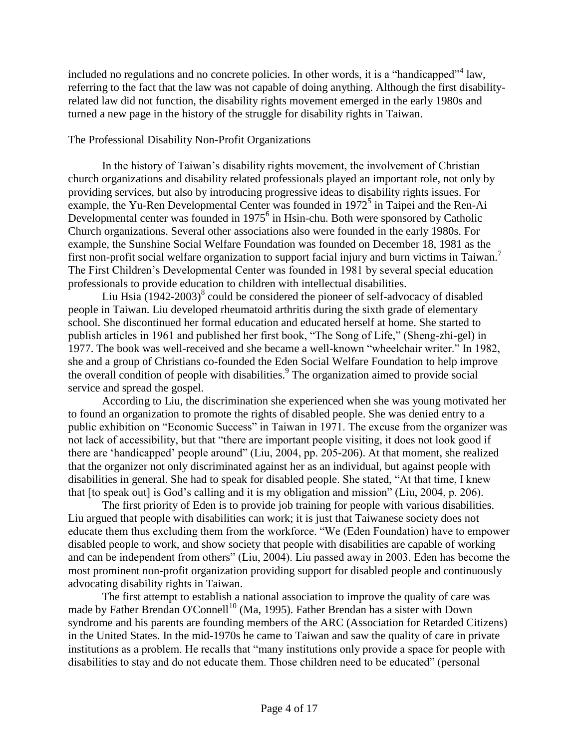included no regulations and no concrete policies. In other words, it is a "handicapped"[4] law, referring to the fact that the law was not capable of doing anything. Although the first disability-related law did not function, the disability rights movement emerged in the early 1980s and turned a new page in the history of the struggle for disability rights in Taiwan.

## The Professional Disability Non-Profit Organizations

In the history of Taiwan's disability rights movement, the involvement of Christian church organizations and disability related professionals played an important role, not only by providing services, but also by introducing progressive ideas to disability rights issues. For example, the Yu-Ren Developmental Center was founded in 1972[5] in Taipei and the Ren-Ai Developmental center was founded in 1975[6] in Hsin-chu. Both were sponsored by Catholic Church organizations. Several other associations also were founded in the early 1980s. For example, the Sunshine Social Welfare Foundation was founded on December 18, 1981 as the first non-profit social welfare organization to support facial injury and burn victims in Taiwan.[7] The First Children's Developmental Center was founded in 1981 by several special education professionals to provide education to children with intellectual disabilities.

Liu Hsia (1942-2003)[8] could be considered the pioneer of self-advocacy of disabled people in Taiwan. Liu developed rheumatoid arthritis during the sixth grade of elementary school. She discontinued her formal education and educated herself at home. She started to publish articles in 1961 and published her first book, "The Song of Life," (Sheng-zhi-gel) in 1977. The book was well-received and she became a well-known "wheelchair writer." In 1982, she and a group of Christians co-founded the Eden Social Welfare Foundation to help improve the overall condition of people with disabilities.[9] The organization aimed to provide social service and spread the gospel.

According to Liu, the discrimination she experienced when she was young motivated her to found an organization to promote the rights of disabled people. She was denied entry to a public exhibition on "Economic Success" in Taiwan in 1971. The excuse from the organizer was not lack of accessibility, but that "there are important people visiting, it does not look good if there are 'handicapped' people around" (Liu, 2004, pp. 205-206). At that moment, she realized that the organizer not only discriminated against her as an individual, but against people with disabilities in general. She had to speak for disabled people. She stated, "At that time, I knew that [to speak out] is God's calling and it is my obligation and mission" (Liu, 2004, p. 206).

The first priority of Eden is to provide job training for people with various disabilities. Liu argued that people with disabilities can work; it is just that Taiwanese society does not educate them thus excluding them from the workforce. "We (Eden Foundation) have to empower disabled people to work, and show society that people with disabilities are capable of working and can be independent from others" (Liu, 2004). Liu passed away in 2003. Eden has become the most prominent non-profit organization providing support for disabled people and continuously advocating disability rights in Taiwan.

The first attempt to establish a national association to improve the quality of care was made by Father Brendan O'Connell[10] (Ma, 1995). Father Brendan has a sister with Down syndrome and his parents are founding members of the ARC (Association for Retarded Citizens) in the United States. In the mid-1970s he came to Taiwan and saw the quality of care in private institutions as a problem. He recalls that "many institutions only provide a space for people with disabilities to stay and do not educate them. Those children need to be educated" (personal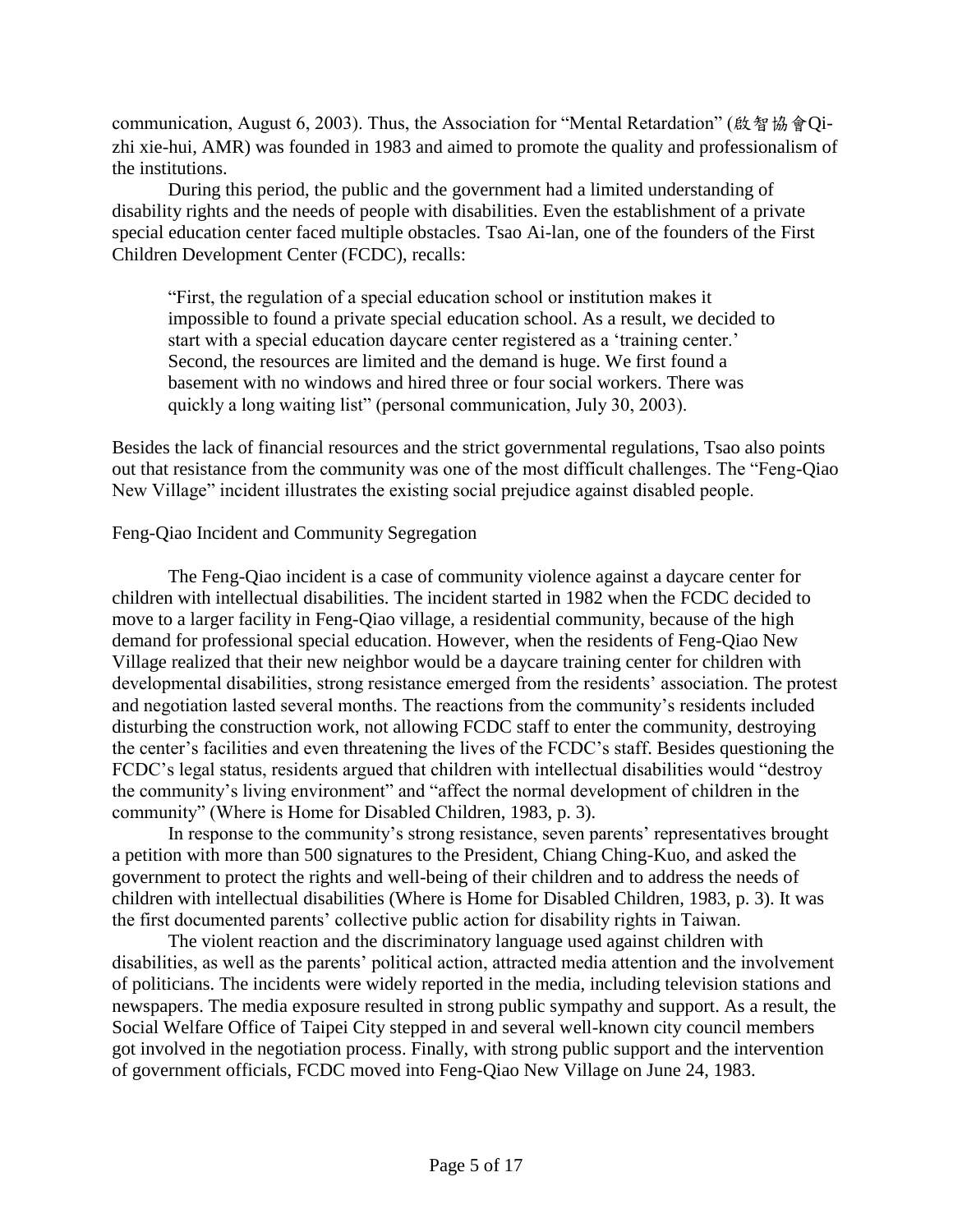communication, August 6, 2003). Thus, the Association for "Mental Retardation" (啟智協會Qi-zhi xie-hui, AMR) was founded in 1983 and aimed to promote the quality and professionalism of the institutions.

During this period, the public and the government had a limited understanding of disability rights and the needs of people with disabilities. Even the establishment of a private special education center faced multiple obstacles. Tsao Ai-lan, one of the founders of the First Children Development Center (FCDC), recalls:

> "First, the regulation of a special education school or institution makes it impossible to found a private special education school. As a result, we decided to start with a special education daycare center registered as a 'training center.' Second, the resources are limited and the demand is huge. We first found a basement with no windows and hired three or four social workers. There was quickly a long waiting list" (personal communication, July 30, 2003).

Besides the lack of financial resources and the strict governmental regulations, Tsao also points out that resistance from the community was one of the most difficult challenges. The "Feng-Qiao New Village" incident illustrates the existing social prejudice against disabled people.

## Feng-Qiao Incident and Community Segregation

The Feng-Qiao incident is a case of community violence against a daycare center for children with intellectual disabilities. The incident started in 1982 when the FCDC decided to move to a larger facility in Feng-Qiao village, a residential community, because of the high demand for professional special education. However, when the residents of Feng-Qiao New Village realized that their new neighbor would be a daycare training center for children with developmental disabilities, strong resistance emerged from the residents' association. The protest and negotiation lasted several months. The reactions from the community's residents included disturbing the construction work, not allowing FCDC staff to enter the community, destroying the center's facilities and even threatening the lives of the FCDC's staff. Besides questioning the FCDC's legal status, residents argued that children with intellectual disabilities would "destroy the community's living environment" and "affect the normal development of children in the community" (Where is Home for Disabled Children, 1983, p. 3).

In response to the community's strong resistance, seven parents' representatives brought a petition with more than 500 signatures to the President, Chiang Ching-Kuo, and asked the government to protect the rights and well-being of their children and to address the needs of children with intellectual disabilities (Where is Home for Disabled Children, 1983, p. 3). It was the first documented parents' collective public action for disability rights in Taiwan.

The violent reaction and the discriminatory language used against children with disabilities, as well as the parents' political action, attracted media attention and the involvement of politicians. The incidents were widely reported in the media, including television stations and newspapers. The media exposure resulted in strong public sympathy and support. As a result, the Social Welfare Office of Taipei City stepped in and several well-known city council members got involved in the negotiation process. Finally, with strong public support and the intervention of government officials, FCDC moved into Feng-Qiao New Village on June 24, 1983.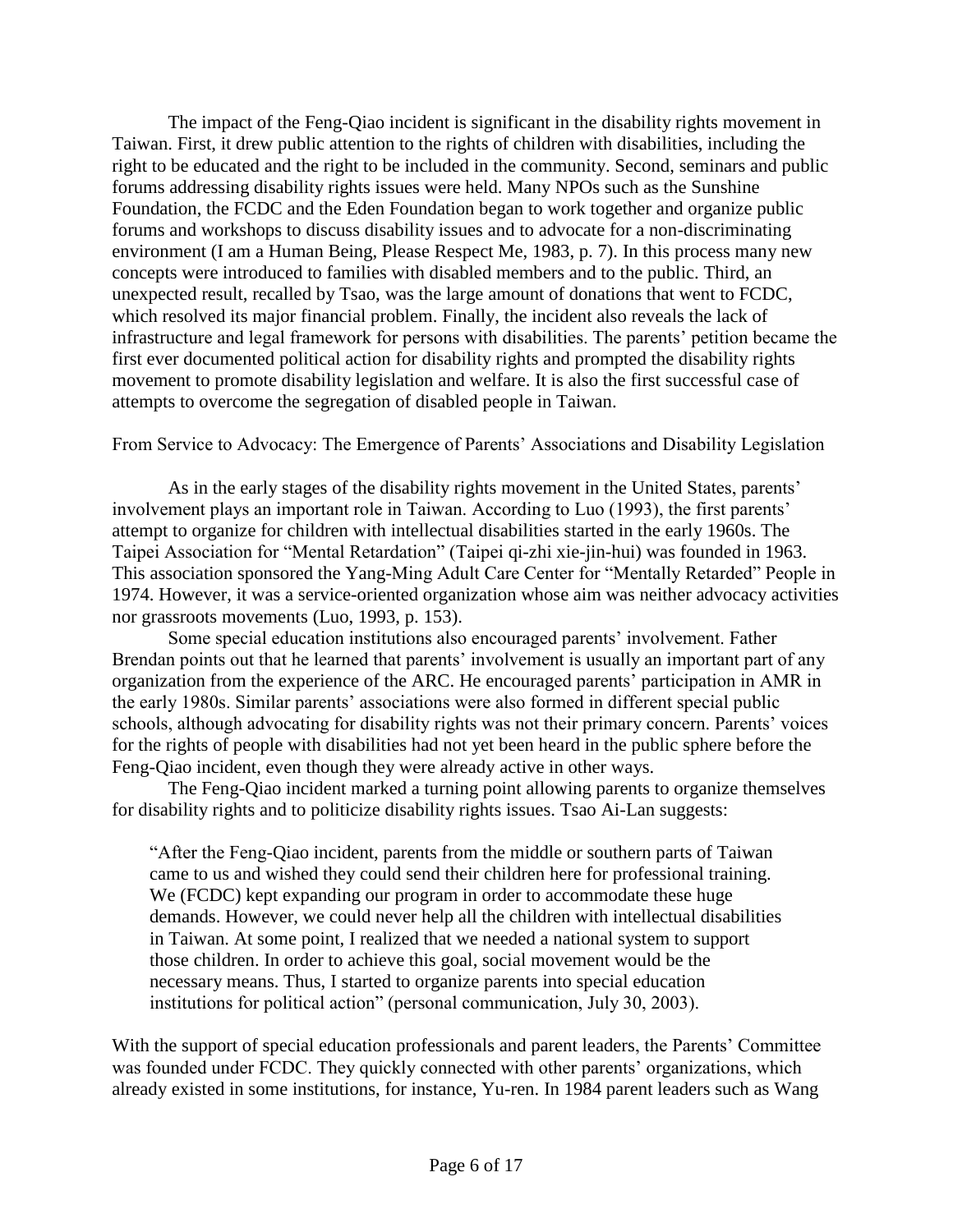The impact of the Feng-Qiao incident is significant in the disability rights movement in Taiwan. First, it drew public attention to the rights of children with disabilities, including the right to be educated and the right to be included in the community. Second, seminars and public forums addressing disability rights issues were held. Many NPOs such as the Sunshine Foundation, the FCDC and the Eden Foundation began to work together and organize public forums and workshops to discuss disability issues and to advocate for a non-discriminating environment (I am a Human Being, Please Respect Me, 1983, p. 7). In this process many new concepts were introduced to families with disabled members and to the public. Third, an unexpected result, recalled by Tsao, was the large amount of donations that went to FCDC, which resolved its major financial problem. Finally, the incident also reveals the lack of infrastructure and legal framework for persons with disabilities. The parents' petition became the first ever documented political action for disability rights and prompted the disability rights movement to promote disability legislation and welfare. It is also the first successful case of attempts to overcome the segregation of disabled people in Taiwan.

## From Service to Advocacy: The Emergence of Parents' Associations and Disability Legislation

As in the early stages of the disability rights movement in the United States, parents' involvement plays an important role in Taiwan. According to Luo (1993), the first parents' attempt to organize for children with intellectual disabilities started in the early 1960s. The Taipei Association for "Mental Retardation" (Taipei qi-zhi xie-jin-hui) was founded in 1963. This association sponsored the Yang-Ming Adult Care Center for "Mentally Retarded" People in 1974. However, it was a service-oriented organization whose aim was neither advocacy activities nor grassroots movements (Luo, 1993, p. 153).

Some special education institutions also encouraged parents' involvement. Father Brendan points out that he learned that parents' involvement is usually an important part of any organization from the experience of the ARC. He encouraged parents' participation in AMR in the early 1980s. Similar parents' associations were also formed in different special public schools, although advocating for disability rights was not their primary concern. Parents' voices for the rights of people with disabilities had not yet been heard in the public sphere before the Feng-Qiao incident, even though they were already active in other ways.

The Feng-Qiao incident marked a turning point allowing parents to organize themselves for disability rights and to politicize disability rights issues. Tsao Ai-Lan suggests:

> "After the Feng-Qiao incident, parents from the middle or southern parts of Taiwan came to us and wished they could send their children here for professional training. We (FCDC) kept expanding our program in order to accommodate these huge demands. However, we could never help all the children with intellectual disabilities in Taiwan. At some point, I realized that we needed a national system to support those children. In order to achieve this goal, social movement would be the necessary means. Thus, I started to organize parents into special education institutions for political action" (personal communication, July 30, 2003).

With the support of special education professionals and parent leaders, the Parents' Committee was founded under FCDC. They quickly connected with other parents' organizations, which already existed in some institutions, for instance, Yu-ren. In 1984 parent leaders such as Wang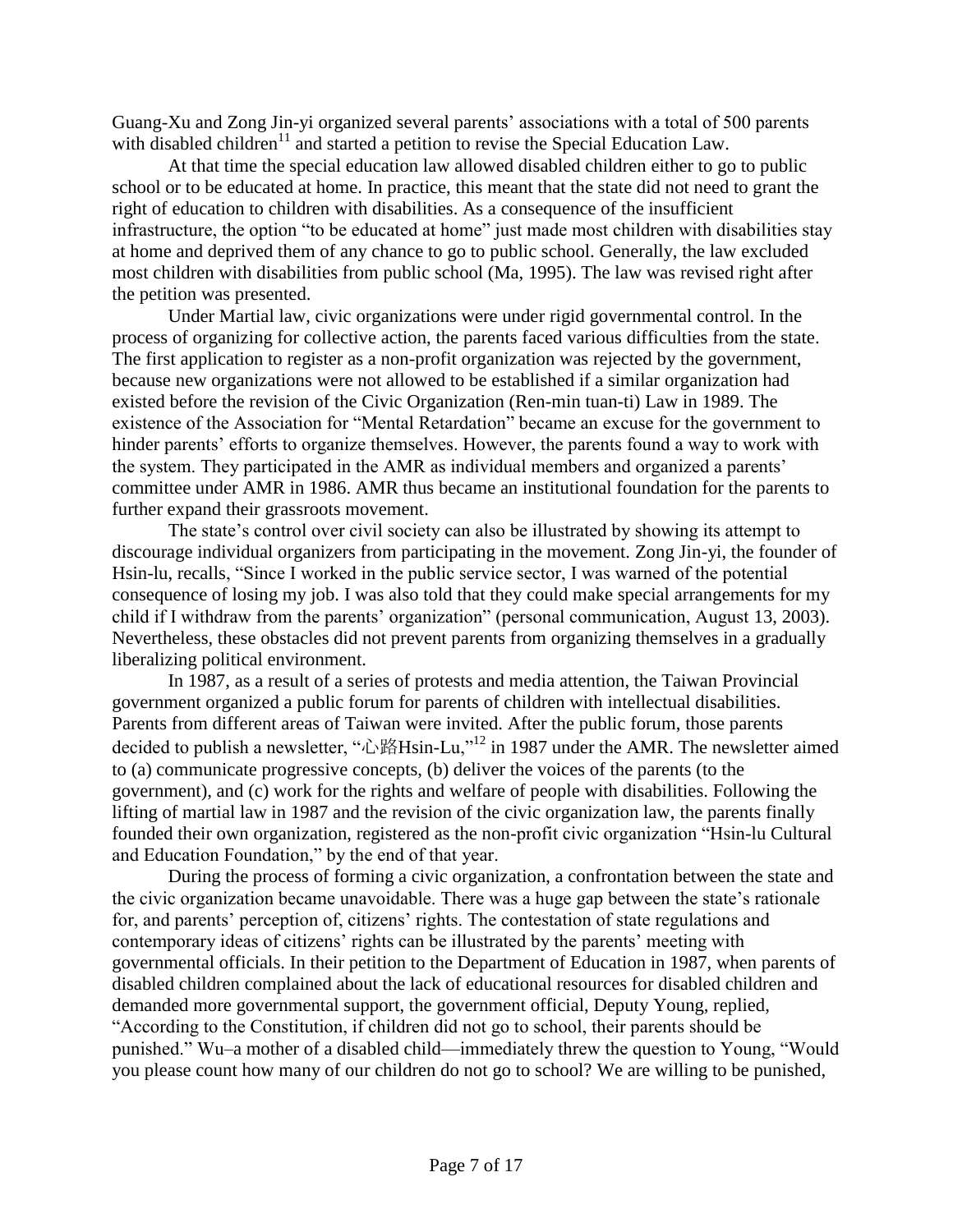Guang-Xu and Zong Jin-yi organized several parents' associations with a total of 500 parents with disabled children[11] and started a petition to revise the Special Education Law.

At that time the special education law allowed disabled children either to go to public school or to be educated at home. In practice, this meant that the state did not need to grant the right of education to children with disabilities. As a consequence of the insufficient infrastructure, the option "to be educated at home" just made most children with disabilities stay at home and deprived them of any chance to go to public school. Generally, the law excluded most children with disabilities from public school (Ma, 1995). The law was revised right after the petition was presented.

Under Martial law, civic organizations were under rigid governmental control. In the process of organizing for collective action, the parents faced various difficulties from the state. The first application to register as a non-profit organization was rejected by the government, because new organizations were not allowed to be established if a similar organization had existed before the revision of the Civic Organization (Ren-min tuan-ti) Law in 1989. The existence of the Association for "Mental Retardation" became an excuse for the government to hinder parents' efforts to organize themselves. However, the parents found a way to work with the system. They participated in the AMR as individual members and organized a parents' committee under AMR in 1986. AMR thus became an institutional foundation for the parents to further expand their grassroots movement.

The state's control over civil society can also be illustrated by showing its attempt to discourage individual organizers from participating in the movement. Zong Jin-yi, the founder of Hsin-lu, recalls, "Since I worked in the public service sector, I was warned of the potential consequence of losing my job. I was also told that they could make special arrangements for my child if I withdraw from the parents' organization" (personal communication, August 13, 2003). Nevertheless, these obstacles did not prevent parents from organizing themselves in a gradually liberalizing political environment.

In 1987, as a result of a series of protests and media attention, the Taiwan Provincial government organized a public forum for parents of children with intellectual disabilities. Parents from different areas of Taiwan were invited. After the public forum, those parents decided to publish a newsletter, "心路Hsin-Lu,"[12] in 1987 under the AMR. The newsletter aimed to (a) communicate progressive concepts, (b) deliver the voices of the parents (to the government), and (c) work for the rights and welfare of people with disabilities. Following the lifting of martial law in 1987 and the revision of the civic organization law, the parents finally founded their own organization, registered as the non-profit civic organization "Hsin-lu Cultural and Education Foundation," by the end of that year.

During the process of forming a civic organization, a confrontation between the state and the civic organization became unavoidable. There was a huge gap between the state's rationale for, and parents' perception of, citizens' rights. The contestation of state regulations and contemporary ideas of citizens' rights can be illustrated by the parents' meeting with governmental officials. In their petition to the Department of Education in 1987, when parents of disabled children complained about the lack of educational resources for disabled children and demanded more governmental support, the government official, Deputy Young, replied, "According to the Constitution, if children did not go to school, their parents should be punished." Wu–a mother of a disabled child—immediately threw the question to Young, "Would you please count how many of our children do not go to school? We are willing to be punished,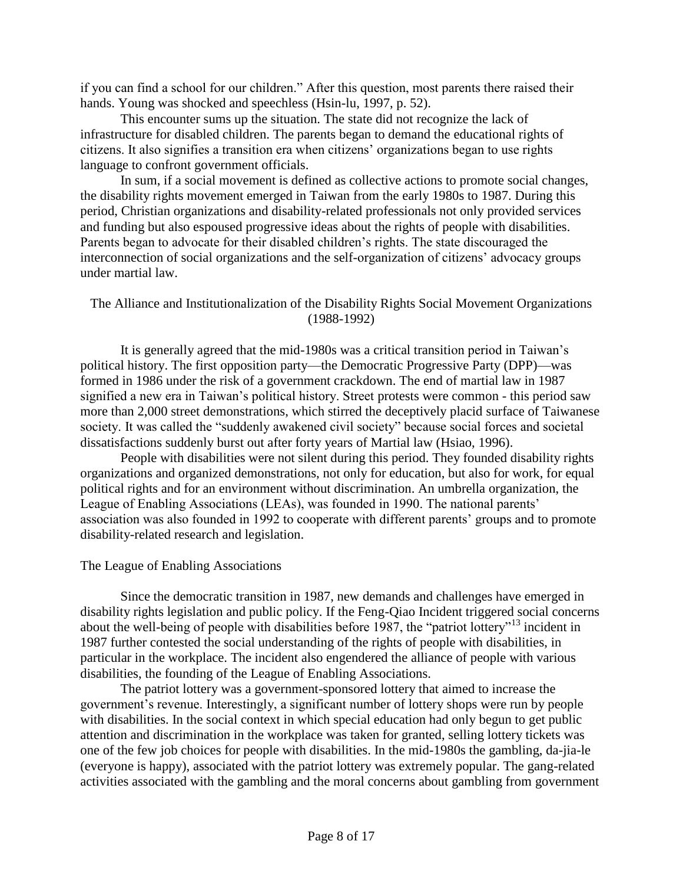if you can find a school for our children." After this question, most parents there raised their hands. Young was shocked and speechless (Hsin-lu, 1997, p. 52).

This encounter sums up the situation. The state did not recognize the lack of infrastructure for disabled children. The parents began to demand the educational rights of citizens. It also signifies a transition era when citizens' organizations began to use rights language to confront government officials.

In sum, if a social movement is defined as collective actions to promote social changes, the disability rights movement emerged in Taiwan from the early 1980s to 1987. During this period, Christian organizations and disability-related professionals not only provided services and funding but also espoused progressive ideas about the rights of people with disabilities. Parents began to advocate for their disabled children's rights. The state discouraged the interconnection of social organizations and the self-organization of citizens' advocacy groups under martial law.

## The Alliance and Institutionalization of the Disability Rights Social Movement Organizations (1988-1992)

It is generally agreed that the mid-1980s was a critical transition period in Taiwan's political history. The first opposition party—the Democratic Progressive Party (DPP)—was formed in 1986 under the risk of a government crackdown. The end of martial law in 1987 signified a new era in Taiwan's political history. Street protests were common - this period saw more than 2,000 street demonstrations, which stirred the deceptively placid surface of Taiwanese society. It was called the "suddenly awakened civil society" because social forces and societal dissatisfactions suddenly burst out after forty years of Martial law (Hsiao, 1996).

People with disabilities were not silent during this period. They founded disability rights organizations and organized demonstrations, not only for education, but also for work, for equal political rights and for an environment without discrimination. An umbrella organization, the League of Enabling Associations (LEAs), was founded in 1990. The national parents' association was also founded in 1992 to cooperate with different parents' groups and to promote disability-related research and legislation.

### The League of Enabling Associations

Since the democratic transition in 1987, new demands and challenges have emerged in disability rights legislation and public policy. If the Feng-Qiao Incident triggered social concerns about the well-being of people with disabilities before 1987, the "patriot lottery"[13] incident in 1987 further contested the social understanding of the rights of people with disabilities, in particular in the workplace. The incident also engendered the alliance of people with various disabilities, the founding of the League of Enabling Associations.

The patriot lottery was a government-sponsored lottery that aimed to increase the government's revenue. Interestingly, a significant number of lottery shops were run by people with disabilities. In the social context in which special education had only begun to get public attention and discrimination in the workplace was taken for granted, selling lottery tickets was one of the few job choices for people with disabilities. In the mid-1980s the gambling, da-jia-le (everyone is happy), associated with the patriot lottery was extremely popular. The gang-related activities associated with the gambling and the moral concerns about gambling from government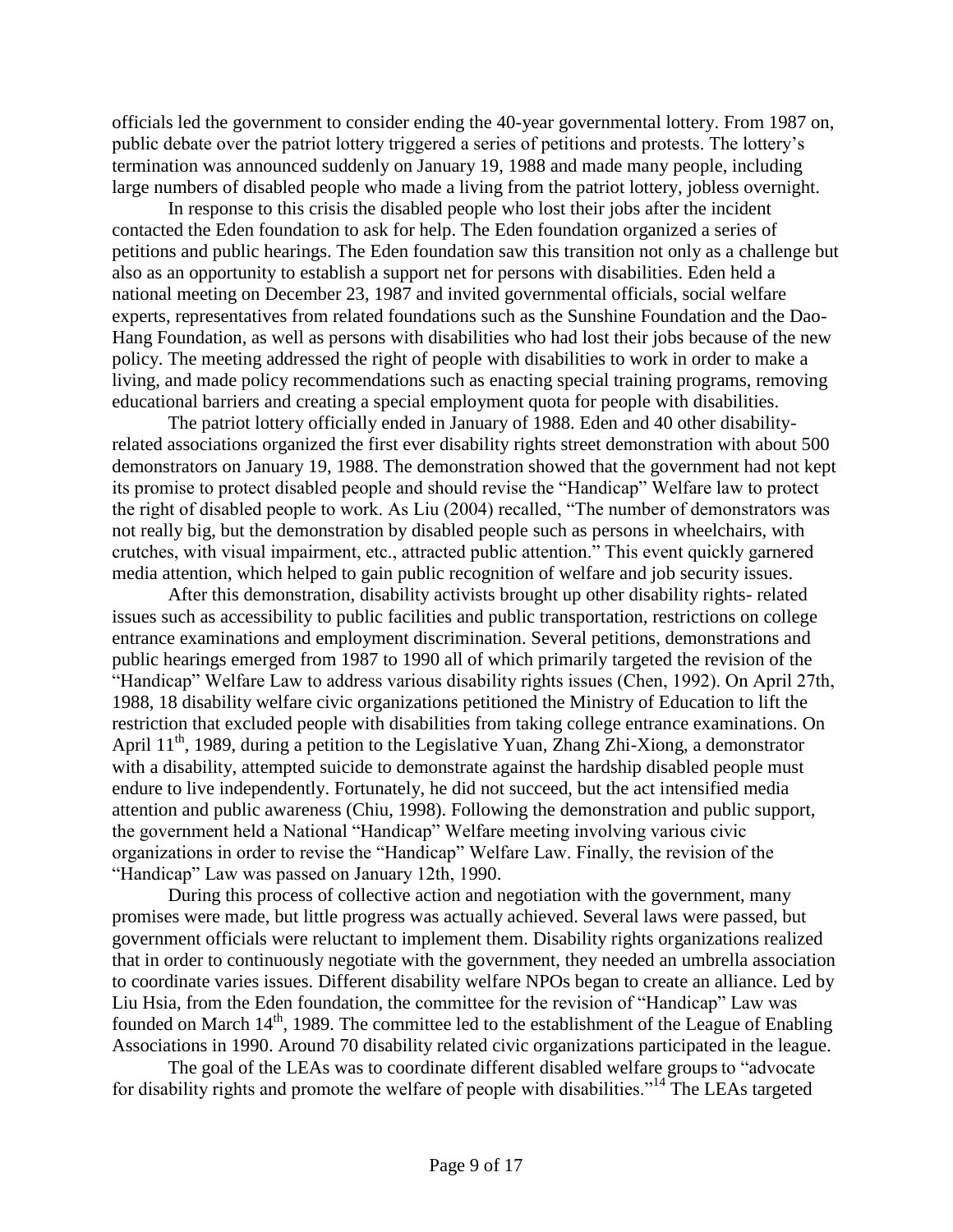officials led the government to consider ending the 40-year governmental lottery. From 1987 on, public debate over the patriot lottery triggered a series of petitions and protests. The lottery's termination was announced suddenly on January 19, 1988 and made many people, including large numbers of disabled people who made a living from the patriot lottery, jobless overnight.

In response to this crisis the disabled people who lost their jobs after the incident contacted the Eden foundation to ask for help. The Eden foundation organized a series of petitions and public hearings. The Eden foundation saw this transition not only as a challenge but also as an opportunity to establish a support net for persons with disabilities. Eden held a national meeting on December 23, 1987 and invited governmental officials, social welfare experts, representatives from related foundations such as the Sunshine Foundation and the Dao-Hang Foundation, as well as persons with disabilities who had lost their jobs because of the new policy. The meeting addressed the right of people with disabilities to work in order to make a living, and made policy recommendations such as enacting special training programs, removing educational barriers and creating a special employment quota for people with disabilities.

The patriot lottery officially ended in January of 1988. Eden and 40 other disability-related associations organized the first ever disability rights street demonstration with about 500 demonstrators on January 19, 1988. The demonstration showed that the government had not kept its promise to protect disabled people and should revise the "Handicap" Welfare law to protect the right of disabled people to work. As Liu (2004) recalled, "The number of demonstrators was not really big, but the demonstration by disabled people such as persons in wheelchairs, with crutches, with visual impairment, etc., attracted public attention." This event quickly garnered media attention, which helped to gain public recognition of welfare and job security issues.

After this demonstration, disability activists brought up other disability rights- related issues such as accessibility to public facilities and public transportation, restrictions on college entrance examinations and employment discrimination. Several petitions, demonstrations and public hearings emerged from 1987 to 1990 all of which primarily targeted the revision of the "Handicap" Welfare Law to address various disability rights issues (Chen, 1992). On April 27th, 1988, 18 disability welfare civic organizations petitioned the Ministry of Education to lift the restriction that excluded people with disabilities from taking college entrance examinations. On April 11th, 1989, during a petition to the Legislative Yuan, Zhang Zhi-Xiong, a demonstrator with a disability, attempted suicide to demonstrate against the hardship disabled people must endure to live independently. Fortunately, he did not succeed, but the act intensified media attention and public awareness (Chiu, 1998). Following the demonstration and public support, the government held a National "Handicap" Welfare meeting involving various civic organizations in order to revise the "Handicap" Welfare Law. Finally, the revision of the "Handicap" Law was passed on January 12th, 1990.

During this process of collective action and negotiation with the government, many promises were made, but little progress was actually achieved. Several laws were passed, but government officials were reluctant to implement them. Disability rights organizations realized that in order to continuously negotiate with the government, they needed an umbrella association to coordinate varies issues. Different disability welfare NPOs began to create an alliance. Led by Liu Hsia, from the Eden foundation, the committee for the revision of "Handicap" Law was founded on March 14th, 1989. The committee led to the establishment of the League of Enabling Associations in 1990. Around 70 disability related civic organizations participated in the league.

The goal of the LEAs was to coordinate different disabled welfare groups to "advocate for disability rights and promote the welfare of people with disabilities."[14] The LEAs targeted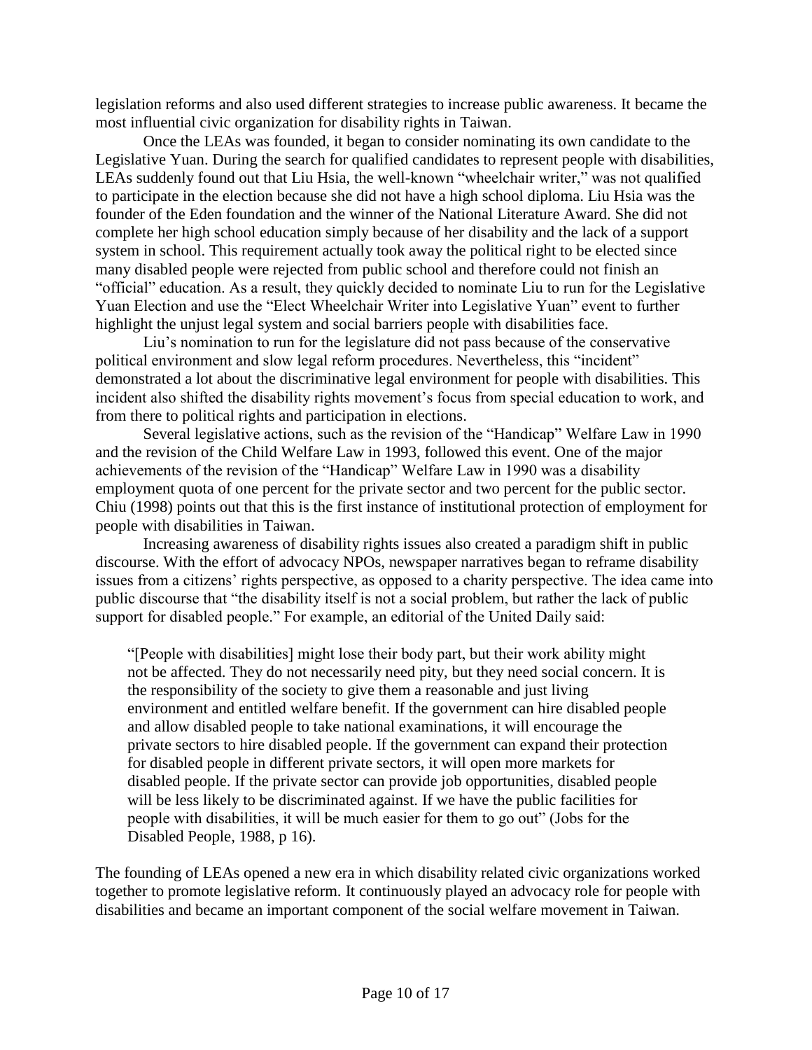legislation reforms and also used different strategies to increase public awareness. It became the most influential civic organization for disability rights in Taiwan.

Once the LEAs was founded, it began to consider nominating its own candidate to the Legislative Yuan. During the search for qualified candidates to represent people with disabilities, LEAs suddenly found out that Liu Hsia, the well-known "wheelchair writer," was not qualified to participate in the election because she did not have a high school diploma. Liu Hsia was the founder of the Eden foundation and the winner of the National Literature Award. She did not complete her high school education simply because of her disability and the lack of a support system in school. This requirement actually took away the political right to be elected since many disabled people were rejected from public school and therefore could not finish an "official" education. As a result, they quickly decided to nominate Liu to run for the Legislative Yuan Election and use the "Elect Wheelchair Writer into Legislative Yuan" event to further highlight the unjust legal system and social barriers people with disabilities face.

Liu's nomination to run for the legislature did not pass because of the conservative political environment and slow legal reform procedures. Nevertheless, this "incident" demonstrated a lot about the discriminative legal environment for people with disabilities. This incident also shifted the disability rights movement's focus from special education to work, and from there to political rights and participation in elections.

Several legislative actions, such as the revision of the "Handicap" Welfare Law in 1990 and the revision of the Child Welfare Law in 1993, followed this event. One of the major achievements of the revision of the "Handicap" Welfare Law in 1990 was a disability employment quota of one percent for the private sector and two percent for the public sector. Chiu (1998) points out that this is the first instance of institutional protection of employment for people with disabilities in Taiwan.

Increasing awareness of disability rights issues also created a paradigm shift in public discourse. With the effort of advocacy NPOs, newspaper narratives began to reframe disability issues from a citizens' rights perspective, as opposed to a charity perspective. The idea came into public discourse that "the disability itself is not a social problem, but rather the lack of public support for disabled people." For example, an editorial of the United Daily said:

> "[People with disabilities] might lose their body part, but their work ability might not be affected. They do not necessarily need pity, but they need social concern. It is the responsibility of the society to give them a reasonable and just living environment and entitled welfare benefit. If the government can hire disabled people and allow disabled people to take national examinations, it will encourage the private sectors to hire disabled people. If the government can expand their protection for disabled people in different private sectors, it will open more markets for disabled people. If the private sector can provide job opportunities, disabled people will be less likely to be discriminated against. If we have the public facilities for people with disabilities, it will be much easier for them to go out" (Jobs for the Disabled People, 1988, p 16).

The founding of LEAs opened a new era in which disability related civic organizations worked together to promote legislative reform. It continuously played an advocacy role for people with disabilities and became an important component of the social welfare movement in Taiwan.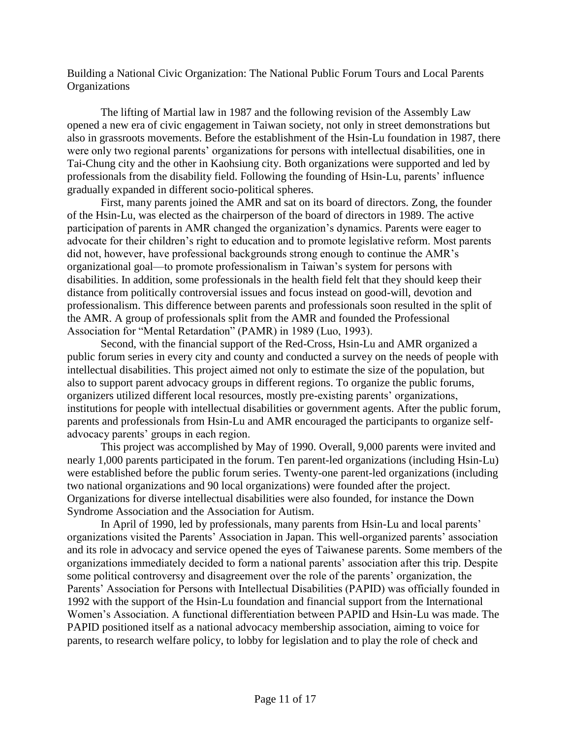## Building a National Civic Organization: The National Public Forum Tours and Local Parents Organizations

The lifting of Martial law in 1987 and the following revision of the Assembly Law opened a new era of civic engagement in Taiwan society, not only in street demonstrations but also in grassroots movements. Before the establishment of the Hsin-Lu foundation in 1987, there were only two regional parents' organizations for persons with intellectual disabilities, one in Tai-Chung city and the other in Kaohsiung city. Both organizations were supported and led by professionals from the disability field. Following the founding of Hsin-Lu, parents' influence gradually expanded in different socio-political spheres.

First, many parents joined the AMR and sat on its board of directors. Zong, the founder of the Hsin-Lu, was elected as the chairperson of the board of directors in 1989. The active participation of parents in AMR changed the organization's dynamics. Parents were eager to advocate for their children's right to education and to promote legislative reform. Most parents did not, however, have professional backgrounds strong enough to continue the AMR's organizational goal—to promote professionalism in Taiwan's system for persons with disabilities. In addition, some professionals in the health field felt that they should keep their distance from politically controversial issues and focus instead on good-will, devotion and professionalism. This difference between parents and professionals soon resulted in the split of the AMR. A group of professionals split from the AMR and founded the Professional Association for "Mental Retardation" (PAMR) in 1989 (Luo, 1993).

Second, with the financial support of the Red-Cross, Hsin-Lu and AMR organized a public forum series in every city and county and conducted a survey on the needs of people with intellectual disabilities. This project aimed not only to estimate the size of the population, but also to support parent advocacy groups in different regions. To organize the public forums, organizers utilized different local resources, mostly pre-existing parents' organizations, institutions for people with intellectual disabilities or government agents. After the public forum, parents and professionals from Hsin-Lu and AMR encouraged the participants to organize self-advocacy parents' groups in each region.

This project was accomplished by May of 1990. Overall, 9,000 parents were invited and nearly 1,000 parents participated in the forum. Ten parent-led organizations (including Hsin-Lu) were established before the public forum series. Twenty-one parent-led organizations (including two national organizations and 90 local organizations) were founded after the project. Organizations for diverse intellectual disabilities were also founded, for instance the Down Syndrome Association and the Association for Autism.

In April of 1990, led by professionals, many parents from Hsin-Lu and local parents' organizations visited the Parents' Association in Japan. This well-organized parents' association and its role in advocacy and service opened the eyes of Taiwanese parents. Some members of the organizations immediately decided to form a national parents' association after this trip. Despite some political controversy and disagreement over the role of the parents' organization, the Parents' Association for Persons with Intellectual Disabilities (PAPID) was officially founded in 1992 with the support of the Hsin-Lu foundation and financial support from the International Women's Association. A functional differentiation between PAPID and Hsin-Lu was made. The PAPID positioned itself as a national advocacy membership association, aiming to voice for parents, to research welfare policy, to lobby for legislation and to play the role of check and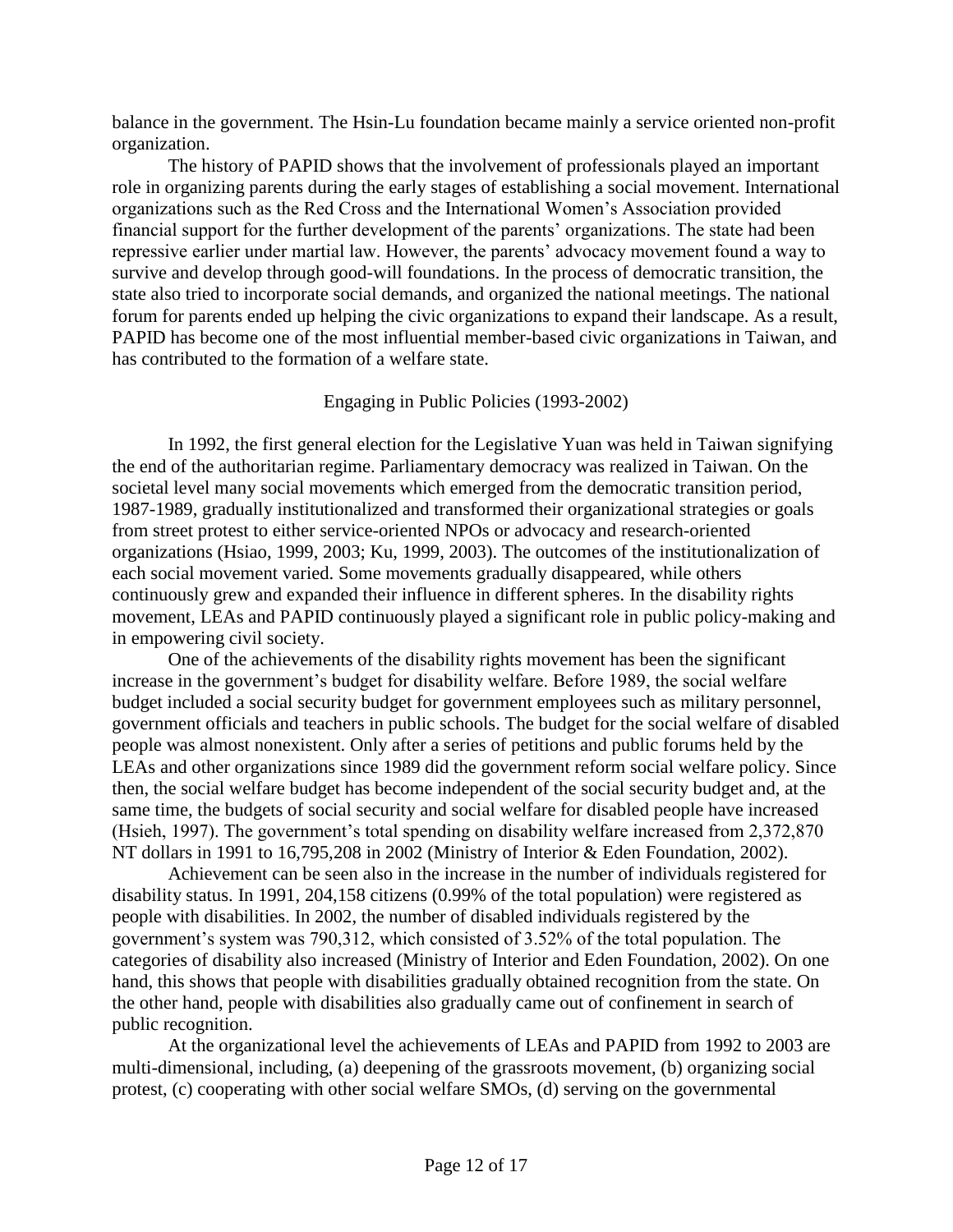balance in the government. The Hsin-Lu foundation became mainly a service oriented non-profit organization.

The history of PAPID shows that the involvement of professionals played an important role in organizing parents during the early stages of establishing a social movement. International organizations such as the Red Cross and the International Women's Association provided financial support for the further development of the parents' organizations. The state had been repressive earlier under martial law. However, the parents' advocacy movement found a way to survive and develop through good-will foundations. In the process of democratic transition, the state also tried to incorporate social demands, and organized the national meetings. The national forum for parents ended up helping the civic organizations to expand their landscape. As a result, PAPID has become one of the most influential member-based civic organizations in Taiwan, and has contributed to the formation of a welfare state.

## Engaging in Public Policies (1993-2002)

In 1992, the first general election for the Legislative Yuan was held in Taiwan signifying the end of the authoritarian regime. Parliamentary democracy was realized in Taiwan. On the societal level many social movements which emerged from the democratic transition period, 1987-1989, gradually institutionalized and transformed their organizational strategies or goals from street protest to either service-oriented NPOs or advocacy and research-oriented organizations (Hsiao, 1999, 2003; Ku, 1999, 2003). The outcomes of the institutionalization of each social movement varied. Some movements gradually disappeared, while others continuously grew and expanded their influence in different spheres. In the disability rights movement, LEAs and PAPID continuously played a significant role in public policy-making and in empowering civil society.

One of the achievements of the disability rights movement has been the significant increase in the government's budget for disability welfare. Before 1989, the social welfare budget included a social security budget for government employees such as military personnel, government officials and teachers in public schools. The budget for the social welfare of disabled people was almost nonexistent. Only after a series of petitions and public forums held by the LEAs and other organizations since 1989 did the government reform social welfare policy. Since then, the social welfare budget has become independent of the social security budget and, at the same time, the budgets of social security and social welfare for disabled people have increased (Hsieh, 1997). The government's total spending on disability welfare increased from 2,372,870 NT dollars in 1991 to 16,795,208 in 2002 (Ministry of Interior & Eden Foundation, 2002).

Achievement can be seen also in the increase in the number of individuals registered for disability status. In 1991, 204,158 citizens (0.99% of the total population) were registered as people with disabilities. In 2002, the number of disabled individuals registered by the government's system was 790,312, which consisted of 3.52% of the total population. The categories of disability also increased (Ministry of Interior and Eden Foundation, 2002). On one hand, this shows that people with disabilities gradually obtained recognition from the state. On the other hand, people with disabilities also gradually came out of confinement in search of public recognition.

At the organizational level the achievements of LEAs and PAPID from 1992 to 2003 are multi-dimensional, including, (a) deepening of the grassroots movement, (b) organizing social protest, (c) cooperating with other social welfare SMOs, (d) serving on the governmental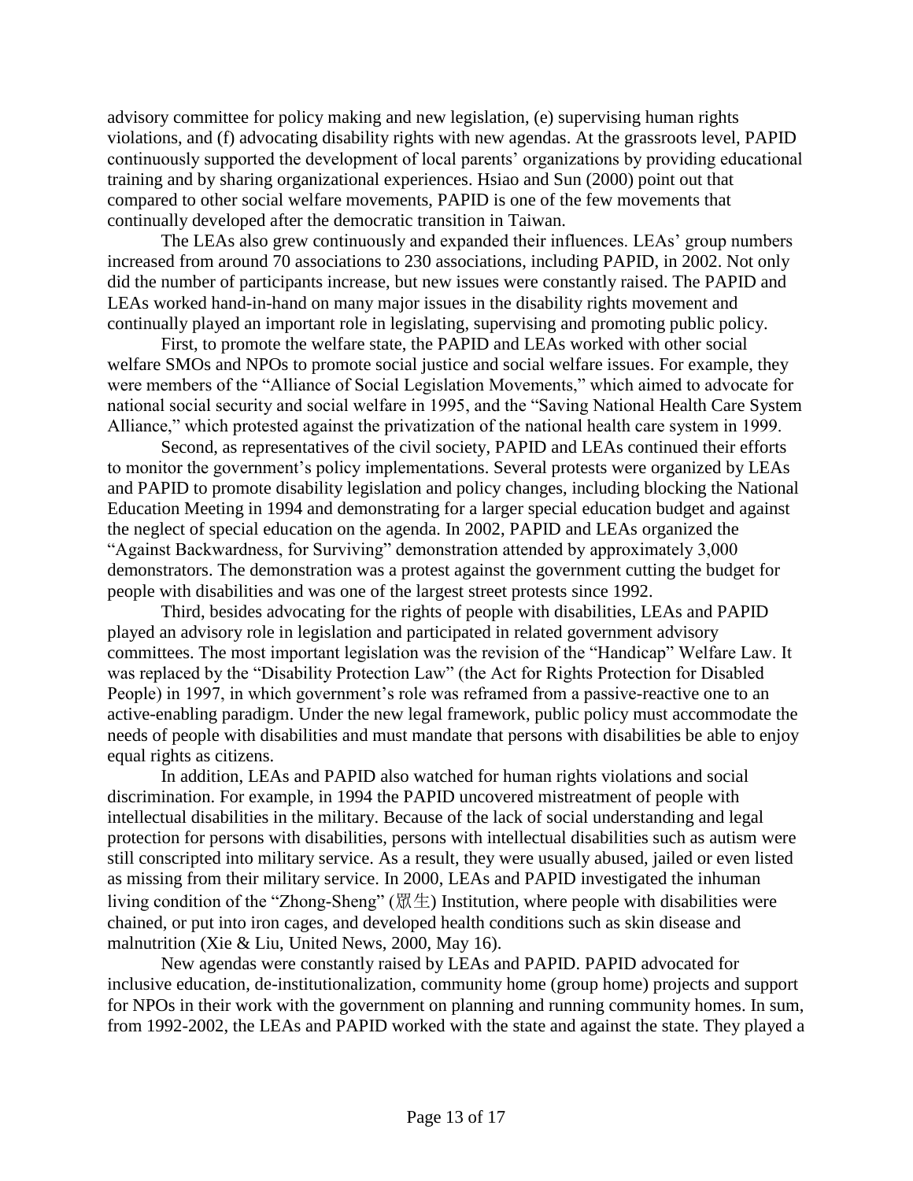advisory committee for policy making and new legislation, (e) supervising human rights violations, and (f) advocating disability rights with new agendas. At the grassroots level, PAPID continuously supported the development of local parents' organizations by providing educational training and by sharing organizational experiences. Hsiao and Sun (2000) point out that compared to other social welfare movements, PAPID is one of the few movements that continually developed after the democratic transition in Taiwan.

The LEAs also grew continuously and expanded their influences. LEAs' group numbers increased from around 70 associations to 230 associations, including PAPID, in 2002. Not only did the number of participants increase, but new issues were constantly raised. The PAPID and LEAs worked hand-in-hand on many major issues in the disability rights movement and continually played an important role in legislating, supervising and promoting public policy.

First, to promote the welfare state, the PAPID and LEAs worked with other social welfare SMOs and NPOs to promote social justice and social welfare issues. For example, they were members of the "Alliance of Social Legislation Movements," which aimed to advocate for national social security and social welfare in 1995, and the "Saving National Health Care System Alliance," which protested against the privatization of the national health care system in 1999.

Second, as representatives of the civil society, PAPID and LEAs continued their efforts to monitor the government's policy implementations. Several protests were organized by LEAs and PAPID to promote disability legislation and policy changes, including blocking the National Education Meeting in 1994 and demonstrating for a larger special education budget and against the neglect of special education on the agenda. In 2002, PAPID and LEAs organized the "Against Backwardness, for Surviving" demonstration attended by approximately 3,000 demonstrators. The demonstration was a protest against the government cutting the budget for people with disabilities and was one of the largest street protests since 1992.

Third, besides advocating for the rights of people with disabilities, LEAs and PAPID played an advisory role in legislation and participated in related government advisory committees. The most important legislation was the revision of the "Handicap" Welfare Law. It was replaced by the "Disability Protection Law" (the Act for Rights Protection for Disabled People) in 1997, in which government's role was reframed from a passive-reactive one to an active-enabling paradigm. Under the new legal framework, public policy must accommodate the needs of people with disabilities and must mandate that persons with disabilities be able to enjoy equal rights as citizens.

In addition, LEAs and PAPID also watched for human rights violations and social discrimination. For example, in 1994 the PAPID uncovered mistreatment of people with intellectual disabilities in the military. Because of the lack of social understanding and legal protection for persons with disabilities, persons with intellectual disabilities such as autism were still conscripted into military service. As a result, they were usually abused, jailed or even listed as missing from their military service. In 2000, LEAs and PAPID investigated the inhuman living condition of the "Zhong-Sheng" (眾生) Institution, where people with disabilities were chained, or put into iron cages, and developed health conditions such as skin disease and malnutrition (Xie & Liu, United News, 2000, May 16).

New agendas were constantly raised by LEAs and PAPID. PAPID advocated for inclusive education, de-institutionalization, community home (group home) projects and support for NPOs in their work with the government on planning and running community homes. In sum, from 1992-2002, the LEAs and PAPID worked with the state and against the state. They played a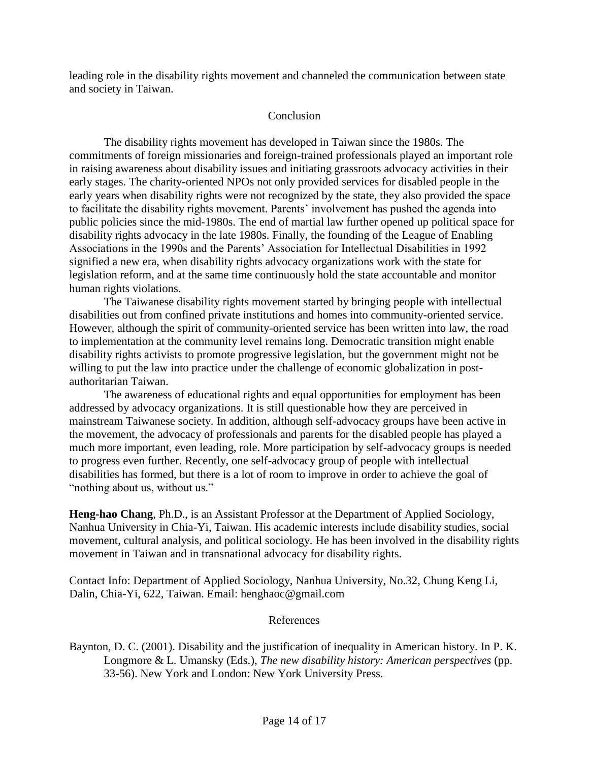leading role in the disability rights movement and channeled the communication between state and society in Taiwan.

## Conclusion

The disability rights movement has developed in Taiwan since the 1980s. The commitments of foreign missionaries and foreign-trained professionals played an important role in raising awareness about disability issues and initiating grassroots advocacy activities in their early stages. The charity-oriented NPOs not only provided services for disabled people in the early years when disability rights were not recognized by the state, they also provided the space to facilitate the disability rights movement. Parents' involvement has pushed the agenda into public policies since the mid-1980s. The end of martial law further opened up political space for disability rights advocacy in the late 1980s. Finally, the founding of the League of Enabling Associations in the 1990s and the Parents' Association for Intellectual Disabilities in 1992 signified a new era, when disability rights advocacy organizations work with the state for legislation reform, and at the same time continuously hold the state accountable and monitor human rights violations.

The Taiwanese disability rights movement started by bringing people with intellectual disabilities out from confined private institutions and homes into community-oriented service. However, although the spirit of community-oriented service has been written into law, the road to implementation at the community level remains long. Democratic transition might enable disability rights activists to promote progressive legislation, but the government might not be willing to put the law into practice under the challenge of economic globalization in post-authoritarian Taiwan.

The awareness of educational rights and equal opportunities for employment has been addressed by advocacy organizations. It is still questionable how they are perceived in mainstream Taiwanese society. In addition, although self-advocacy groups have been active in the movement, the advocacy of professionals and parents for the disabled people has played a much more important, even leading, role. More participation by self-advocacy groups is needed to progress even further. Recently, one self-advocacy group of people with intellectual disabilities has formed, but there is a lot of room to improve in order to achieve the goal of "nothing about us, without us."

**Heng-hao Chang**, Ph.D., is an Assistant Professor at the Department of Applied Sociology, Nanhua University in Chia-Yi, Taiwan. His academic interests include disability studies, social movement, cultural analysis, and political sociology. He has been involved in the disability rights movement in Taiwan and in transnational advocacy for disability rights.

Contact Info: Department of Applied Sociology, Nanhua University, No.32, Chung Keng Li, Dalin, Chia-Yi, 622, Taiwan. Email: henghaoc@gmail.com

## References

Baynton, D. C. (2001). Disability and the justification of inequality in American history. In P. K. Longmore & L. Umansky (Eds.), *The new disability history: American perspectives* (pp. 33-56). New York and London: New York University Press.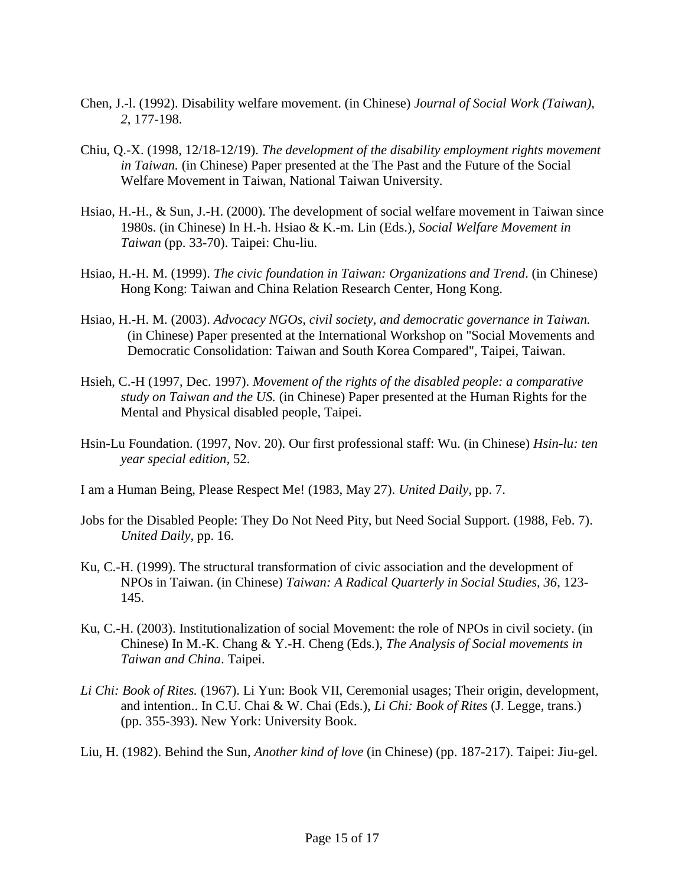Chen, J.-l. (1992). Disability welfare movement. (in Chinese) *Journal of Social Work (Taiwan), 2*, 177-198.

Chiu, Q.-X. (1998, 12/18-12/19). *The development of the disability employment rights movement in Taiwan.* (in Chinese) Paper presented at the The Past and the Future of the Social Welfare Movement in Taiwan, National Taiwan University.

Hsiao, H.-H., & Sun, J.-H. (2000). The development of social welfare movement in Taiwan since 1980s. (in Chinese) In H.-h. Hsiao & K.-m. Lin (Eds.), *Social Welfare Movement in Taiwan* (pp. 33-70). Taipei: Chu-liu.

Hsiao, H.-H. M. (1999). *The civic foundation in Taiwan: Organizations and Trend*. (in Chinese) Hong Kong: Taiwan and China Relation Research Center, Hong Kong.

Hsiao, H.-H. M. (2003). *Advocacy NGOs, civil society, and democratic governance in Taiwan.* (in Chinese) Paper presented at the International Workshop on "Social Movements and Democratic Consolidation: Taiwan and South Korea Compared", Taipei, Taiwan.

Hsieh, C.-H (1997, Dec. 1997). *Movement of the rights of the disabled people: a comparative study on Taiwan and the US.* (in Chinese) Paper presented at the Human Rights for the Mental and Physical disabled people, Taipei.

Hsin-Lu Foundation. (1997, Nov. 20). Our first professional staff: Wu. (in Chinese) *Hsin-lu: ten year special edition,* 52.

I am a Human Being, Please Respect Me! (1983, May 27). *United Daily,* pp. 7.

Jobs for the Disabled People: They Do Not Need Pity, but Need Social Support. (1988, Feb. 7). *United Daily*, pp. 16.

Ku, C.-H. (1999). The structural transformation of civic association and the development of NPOs in Taiwan. (in Chinese) *Taiwan: A Radical Quarterly in Social Studies, 36*, 123-145.

Ku, C.-H. (2003). Institutionalization of social Movement: the role of NPOs in civil society. (in Chinese) In M.-K. Chang & Y.-H. Cheng (Eds.), *The Analysis of Social movements in Taiwan and China*. Taipei.

*Li Chi: Book of Rites.* (1967). Li Yun: Book VII, Ceremonial usages; Their origin, development, and intention.. In C.U. Chai & W. Chai (Eds.), *Li Chi: Book of Rites* (J. Legge, trans.) (pp. 355-393). New York: University Book.

Liu, H. (1982). Behind the Sun, *Another kind of love* (in Chinese) (pp. 187-217). Taipei: Jiu-gel.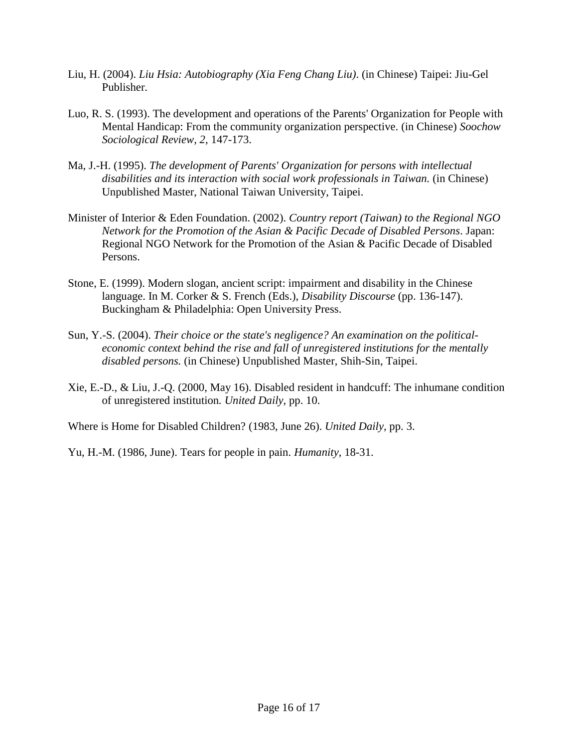Liu, H. (2004). *Liu Hsia: Autobiography (Xia Feng Chang Liu)*. (in Chinese) Taipei: Jiu-Gel Publisher.

Luo, R. S. (1993). The development and operations of the Parents' Organization for People with Mental Handicap: From the community organization perspective. (in Chinese) *Soochow Sociological Review, 2*, 147-173.

Ma, J.-H. (1995). *The development of Parents' Organization for persons with intellectual disabilities and its interaction with social work professionals in Taiwan.* (in Chinese) Unpublished Master, National Taiwan University, Taipei.

Minister of Interior & Eden Foundation. (2002). *Country report (Taiwan) to the Regional NGO Network for the Promotion of the Asian & Pacific Decade of Disabled Persons*. Japan: Regional NGO Network for the Promotion of the Asian & Pacific Decade of Disabled Persons.

Stone, E. (1999). Modern slogan, ancient script: impairment and disability in the Chinese language. In M. Corker & S. French (Eds.), *Disability Discourse* (pp. 136-147). Buckingham & Philadelphia: Open University Press.

Sun, Y.-S. (2004). *Their choice or the state's negligence? An examination on the political-economic context behind the rise and fall of unregistered institutions for the mentally disabled persons.* (in Chinese) Unpublished Master, Shih-Sin, Taipei.

Xie, E.-D., & Liu, J.-Q. (2000, May 16). Disabled resident in handcuff: The inhumane condition of unregistered institution*. United Daily,* pp. 10.

Where is Home for Disabled Children? (1983, June 26). *United Daily*, pp. 3.

Yu, H.-M. (1986, June). Tears for people in pain. *Humanity*, 18-31.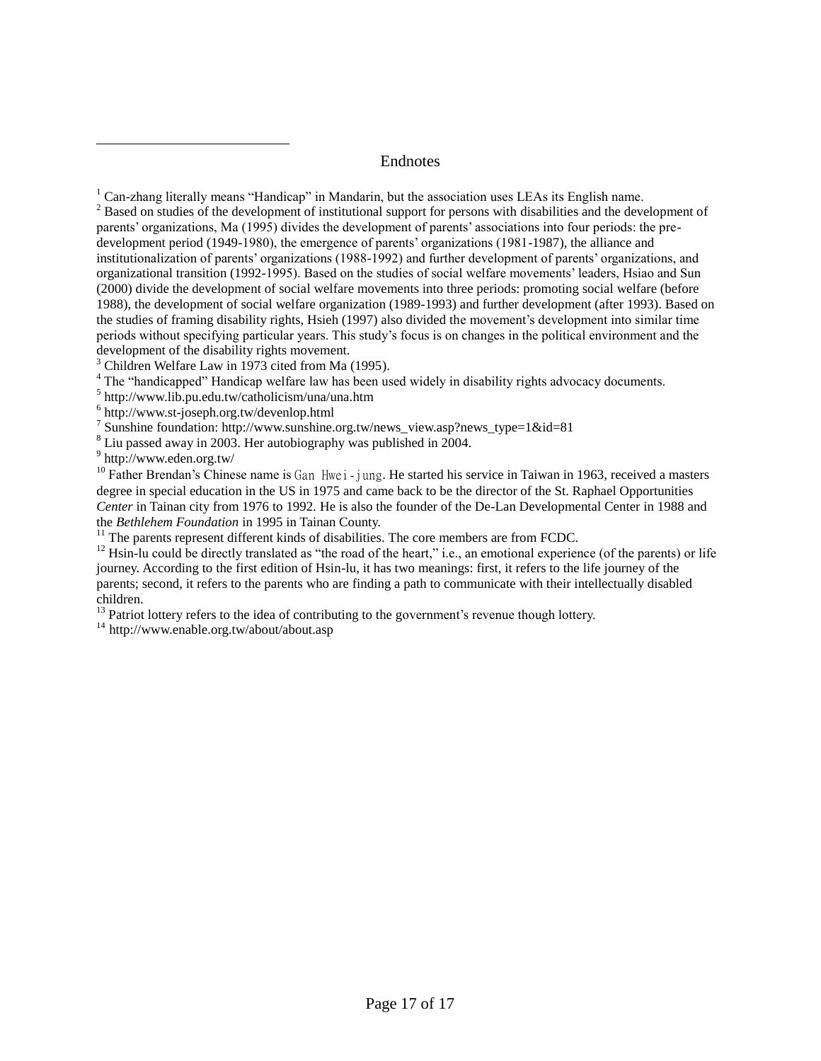## Endnotes

[1] Can-zhang literally means "Handicap" in Mandarin, but the association uses LEAs its English name.

[2] Based on studies of the development of institutional support for persons with disabilities and the development of parents' organizations, Ma (1995) divides the development of parents' associations into four periods: the pre-development period (1949-1980), the emergence of parents' organizations (1981-1987), the alliance and institutionalization of parents' organizations (1988-1992) and further development of parents' organizations, and organizational transition (1992-1995). Based on the studies of social welfare movements' leaders, Hsiao and Sun (2000) divide the development of social welfare movements into three periods: promoting social welfare (before 1988), the development of social welfare organization (1989-1993) and further development (after 1993). Based on the studies of framing disability rights, Hsieh (1997) also divided the movement's development into similar time periods without specifying particular years. This study's focus is on changes in the political environment and the development of the disability rights movement.

[3] Children Welfare Law in 1973 cited from Ma (1995).

[4] The "handicapped" Handicap welfare law has been used widely in disability rights advocacy documents.

[5] http://www.lib.pu.edu.tw/catholicism/una/una.htm

[6] http://www.st-joseph.org.tw/devenlop.html

[7] Sunshine foundation: http://www.sunshine.org.tw/news_view.asp?news_type=1&id=81

[8] Liu passed away in 2003. Her autobiography was published in 2004.

[9] http://www.eden.org.tw/

[10] Father Brendan's Chinese name is Gan Hwei-jung. He started his service in Taiwan in 1963, received a masters degree in special education in the US in 1975 and came back to be the director of the St. Raphael Opportunities *Center* in Tainan city from 1976 to 1992. He is also the founder of the De-Lan Developmental Center in 1988 and the *Bethlehem Foundation* in 1995 in Tainan County.

[11] The parents represent different kinds of disabilities. The core members are from FCDC.

[12] Hsin-lu could be directly translated as "the road of the heart," i.e., an emotional experience (of the parents) or life journey. According to the first edition of Hsin-lu, it has two meanings: first, it refers to the life journey of the parents; second, it refers to the parents who are finding a path to communicate with their intellectually disabled children.

[13] Patriot lottery refers to the idea of contributing to the government's revenue though lottery.

[14] http://www.enable.org.tw/about/about.asp